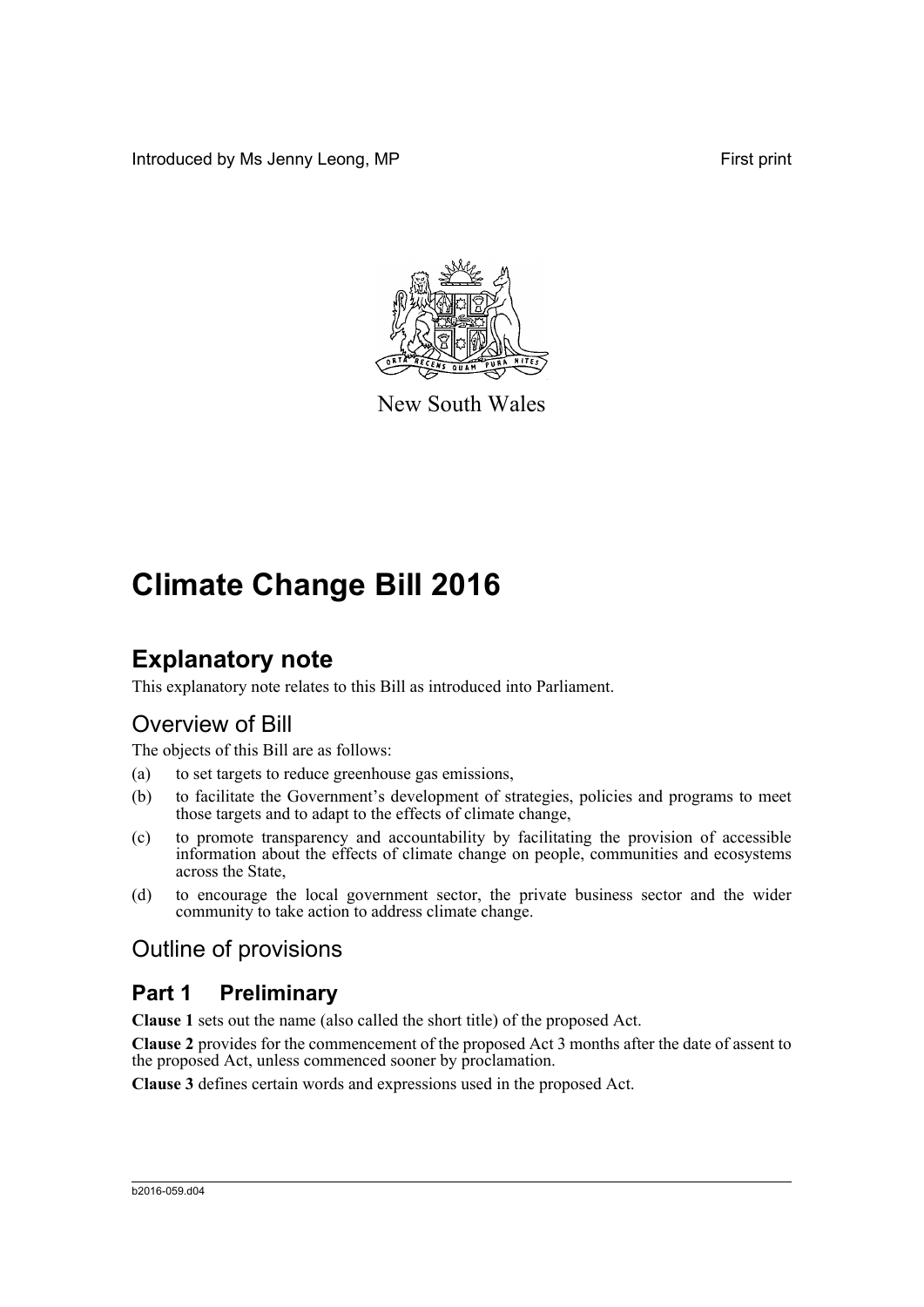Introduced by Ms Jenny Leong, MP

First print

New South Wales

# Climate Change Bill 2016

## Explanatory note

This explanatory note relates to this Bill as introduced into Parliament.

## Overview of Bill

The objects of this Bill are as follows:

(a) to set targets to reduce greenhouse gas emissions,

(b) to facilitate the Government's development of strategies, policies and programs to meet those targets and to adapt to the effects of climate change,

(c) to promote transparency and accountability by facilitating the provision of accessible information about the effects of climate change on people, communities and ecosystems across the State,

(d) to encourage the local government sector, the private business sector and the wider community to take action to address climate change.

## Outline of provisions

### Part 1 Preliminary

**Clause 1** sets out the name (also called the short title) of the proposed Act.

**Clause 2** provides for the commencement of the proposed Act 3 months after the date of assent to the proposed Act, unless commenced sooner by proclamation.

**Clause 3** defines certain words and expressions used in the proposed Act.

b2016-059.d04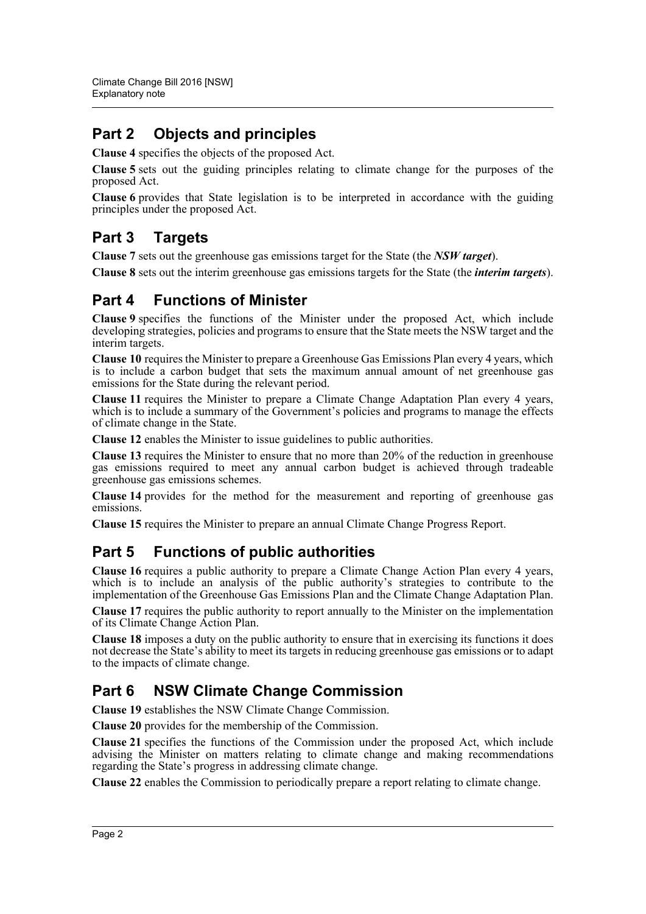## Part 2 Objects and principles

**Clause 4** specifies the objects of the proposed Act.

**Clause 5** sets out the guiding principles relating to climate change for the purposes of the proposed Act.

**Clause 6** provides that State legislation is to be interpreted in accordance with the guiding principles under the proposed Act.

## Part 3 Targets

**Clause 7** sets out the greenhouse gas emissions target for the State (the ***NSW target***).

**Clause 8** sets out the interim greenhouse gas emissions targets for the State (the ***interim targets***).

## Part 4 Functions of Minister

**Clause 9** specifies the functions of the Minister under the proposed Act, which include developing strategies, policies and programs to ensure that the State meets the NSW target and the interim targets.

**Clause 10** requires the Minister to prepare a Greenhouse Gas Emissions Plan every 4 years, which is to include a carbon budget that sets the maximum annual amount of net greenhouse gas emissions for the State during the relevant period.

**Clause 11** requires the Minister to prepare a Climate Change Adaptation Plan every 4 years, which is to include a summary of the Government's policies and programs to manage the effects of climate change in the State.

**Clause 12** enables the Minister to issue guidelines to public authorities.

**Clause 13** requires the Minister to ensure that no more than 20% of the reduction in greenhouse gas emissions required to meet any annual carbon budget is achieved through tradeable greenhouse gas emissions schemes.

**Clause 14** provides for the method for the measurement and reporting of greenhouse gas emissions.

**Clause 15** requires the Minister to prepare an annual Climate Change Progress Report.

## Part 5 Functions of public authorities

**Clause 16** requires a public authority to prepare a Climate Change Action Plan every 4 years, which is to include an analysis of the public authority's strategies to contribute to the implementation of the Greenhouse Gas Emissions Plan and the Climate Change Adaptation Plan.

**Clause 17** requires the public authority to report annually to the Minister on the implementation of its Climate Change Action Plan.

**Clause 18** imposes a duty on the public authority to ensure that in exercising its functions it does not decrease the State's ability to meet its targets in reducing greenhouse gas emissions or to adapt to the impacts of climate change.

## Part 6 NSW Climate Change Commission

**Clause 19** establishes the NSW Climate Change Commission.

**Clause 20** provides for the membership of the Commission.

**Clause 21** specifies the functions of the Commission under the proposed Act, which include advising the Minister on matters relating to climate change and making recommendations regarding the State's progress in addressing climate change.

**Clause 22** enables the Commission to periodically prepare a report relating to climate change.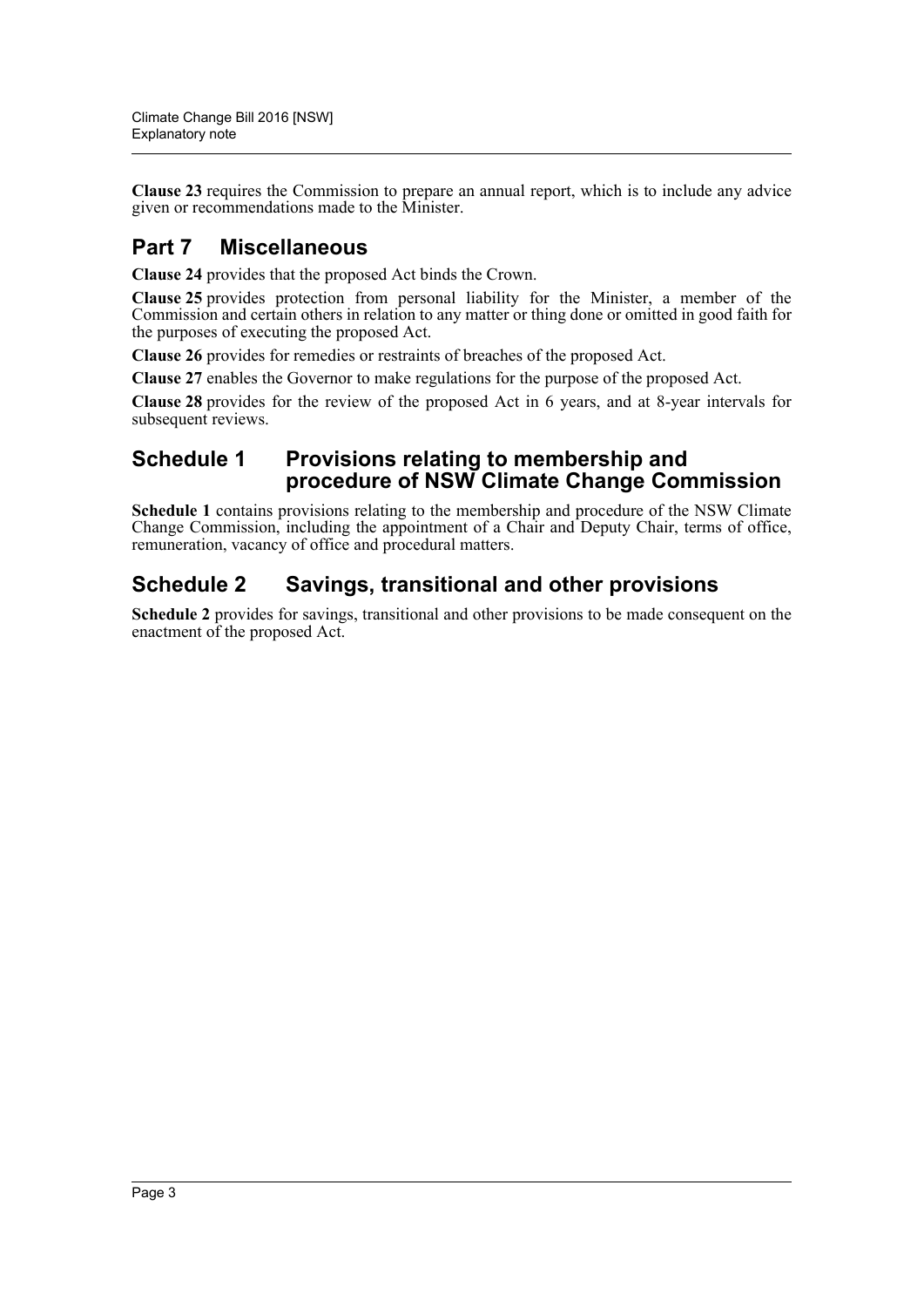**Clause 23** requires the Commission to prepare an annual report, which is to include any advice given or recommendations made to the Minister.

## Part 7 Miscellaneous

**Clause 24** provides that the proposed Act binds the Crown.

**Clause 25** provides protection from personal liability for the Minister, a member of the Commission and certain others in relation to any matter or thing done or omitted in good faith for the purposes of executing the proposed Act.

**Clause 26** provides for remedies or restraints of breaches of the proposed Act.

**Clause 27** enables the Governor to make regulations for the purpose of the proposed Act.

**Clause 28** provides for the review of the proposed Act in 6 years, and at 8-year intervals for subsequent reviews.

## Schedule 1 Provisions relating to membership and procedure of NSW Climate Change Commission

**Schedule 1** contains provisions relating to the membership and procedure of the NSW Climate Change Commission, including the appointment of a Chair and Deputy Chair, terms of office, remuneration, vacancy of office and procedural matters.

## Schedule 2 Savings, transitional and other provisions

**Schedule 2** provides for savings, transitional and other provisions to be made consequent on the enactment of the proposed Act.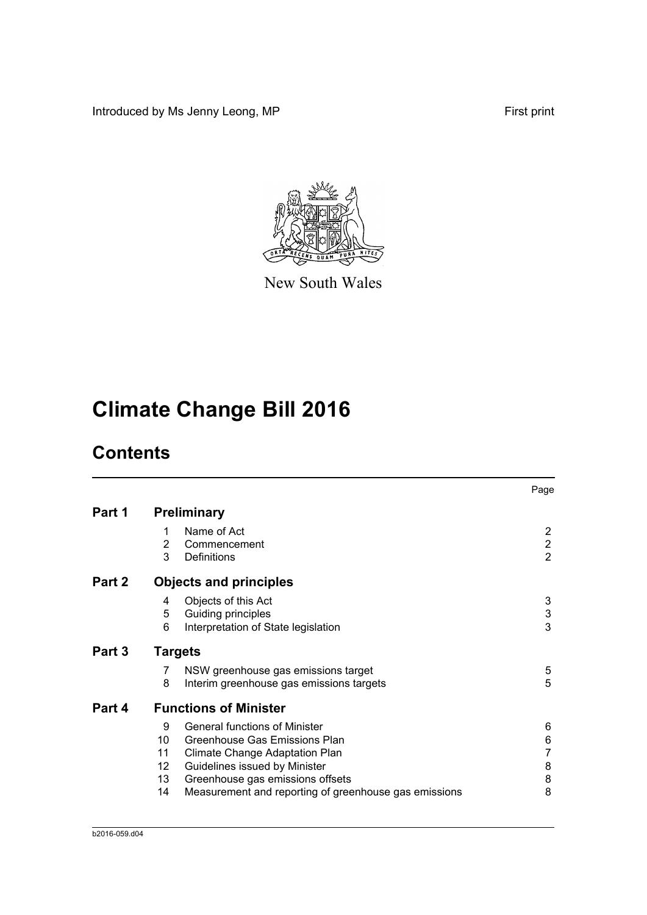Introduced by Ms Jenny Leong, MP

First print

New South Wales

# Climate Change Bill 2016

## Contents

| | | | Page |
|---|---|---|---|
| **Part 1** | **Preliminary** | | |
| | 1 | Name of Act | 2 |
| | 2 | Commencement | 2 |
| | 3 | Definitions | 2 |
| **Part 2** | **Objects and principles** | | |
| | 4 | Objects of this Act | 3 |
| | 5 | Guiding principles | 3 |
| | 6 | Interpretation of State legislation | 3 |
| **Part 3** | **Targets** | | |
| | 7 | NSW greenhouse gas emissions target | 5 |
| | 8 | Interim greenhouse gas emissions targets | 5 |
| **Part 4** | **Functions of Minister** | | |
| | 9 | General functions of Minister | 6 |
| | 10 | Greenhouse Gas Emissions Plan | 6 |
| | 11 | Climate Change Adaptation Plan | 7 |
| | 12 | Guidelines issued by Minister | 8 |
| | 13 | Greenhouse gas emissions offsets | 8 |
| | 14 | Measurement and reporting of greenhouse gas emissions | 8 |

b2016-059.d04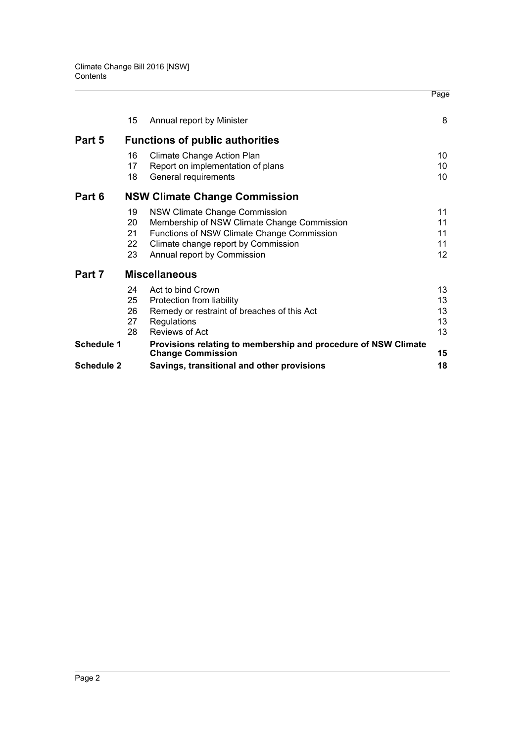| | | | Page |
|---|---|---|---|
| | 15 | Annual report by Minister | 8 |
| **Part 5** | | **Functions of public authorities** | |
| | 16 | Climate Change Action Plan | 10 |
| | 17 | Report on implementation of plans | 10 |
| | 18 | General requirements | 10 |
| **Part 6** | | **NSW Climate Change Commission** | |
| | 19 | NSW Climate Change Commission | 11 |
| | 20 | Membership of NSW Climate Change Commission | 11 |
| | 21 | Functions of NSW Climate Change Commission | 11 |
| | 22 | Climate change report by Commission | 11 |
| | 23 | Annual report by Commission | 12 |
| **Part 7** | | **Miscellaneous** | |
| | 24 | Act to bind Crown | 13 |
| | 25 | Protection from liability | 13 |
| | 26 | Remedy or restraint of breaches of this Act | 13 |
| | 27 | Regulations | 13 |
| | 28 | Reviews of Act | 13 |
| **Schedule 1** | | **Provisions relating to membership and procedure of NSW Climate Change Commission** | **15** |
| **Schedule 2** | | **Savings, transitional and other provisions** | **18** |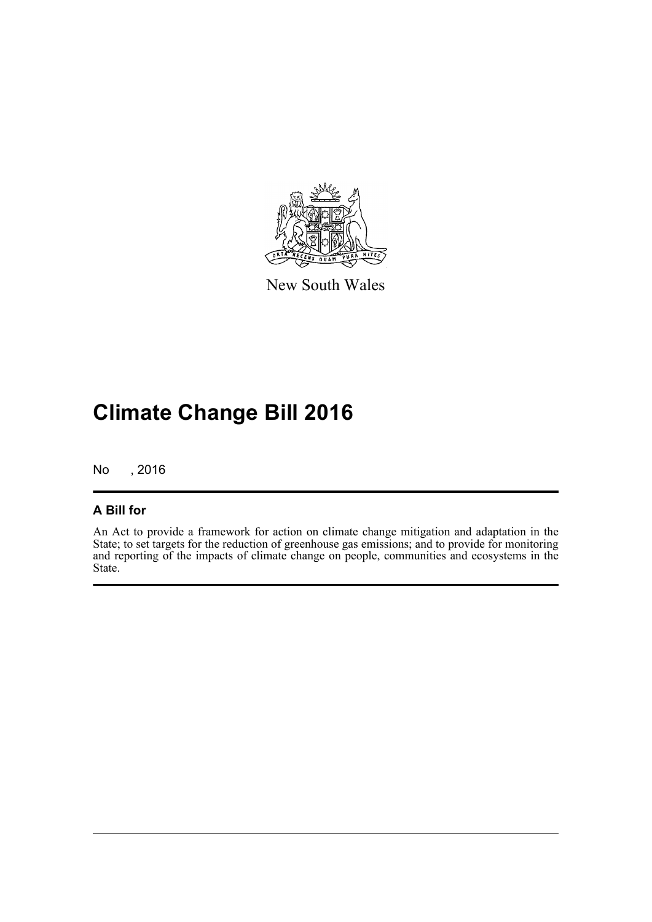New South Wales

# Climate Change Bill 2016

No , 2016

## A Bill for

An Act to provide a framework for action on climate change mitigation and adaptation in the State; to set targets for the reduction of greenhouse gas emissions; and to provide for monitoring and reporting of the impacts of climate change on people, communities and ecosystems in the State.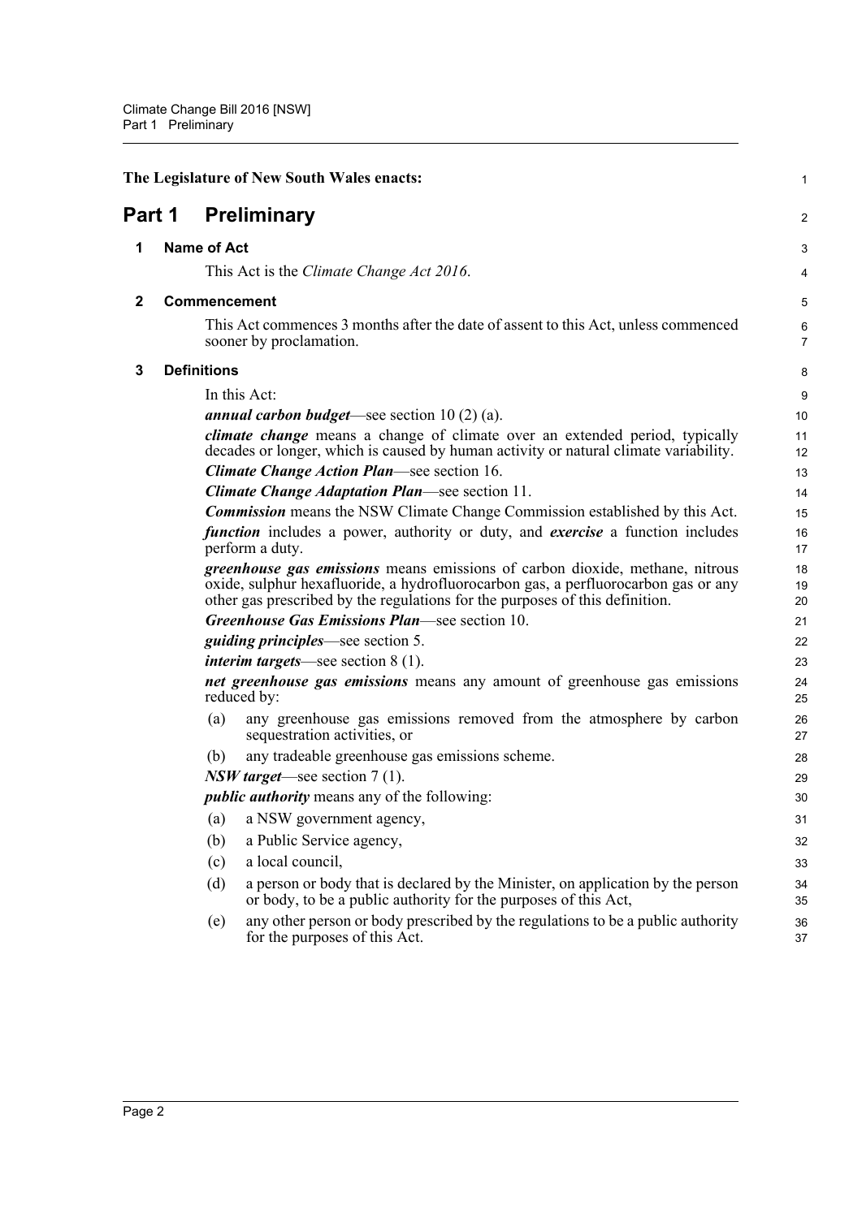**The Legislature of New South Wales enacts:**

# Part 1 Preliminary

## 1 Name of Act

This Act is the *Climate Change Act 2016*.

## 2 Commencement

This Act commences 3 months after the date of assent to this Act, unless commenced sooner by proclamation.

## 3 Definitions

In this Act:

***annual carbon budget***—see section 10 (2) (a).

***climate change*** means a change of climate over an extended period, typically decades or longer, which is caused by human activity or natural climate variability.

***Climate Change Action Plan***—see section 16.

***Climate Change Adaptation Plan***—see section 11.

***Commission*** means the NSW Climate Change Commission established by this Act.

***function*** includes a power, authority or duty, and ***exercise*** a function includes perform a duty.

***greenhouse gas emissions*** means emissions of carbon dioxide, methane, nitrous oxide, sulphur hexafluoride, a hydrofluorocarbon gas, a perfluorocarbon gas or any other gas prescribed by the regulations for the purposes of this definition.

***Greenhouse Gas Emissions Plan***—see section 10.

***guiding principles***—see section 5.

***interim targets***—see section 8 (1).

***net greenhouse gas emissions*** means any amount of greenhouse gas emissions reduced by:

- (a) any greenhouse gas emissions removed from the atmosphere by carbon sequestration activities, or
- (b) any tradeable greenhouse gas emissions scheme.

***NSW target***—see section 7 (1).

***public authority*** means any of the following:

- (a) a NSW government agency,
- (b) a Public Service agency,
- (c) a local council,
- (d) a person or body that is declared by the Minister, on application by the person or body, to be a public authority for the purposes of this Act,
- (e) any other person or body prescribed by the regulations to be a public authority for the purposes of this Act.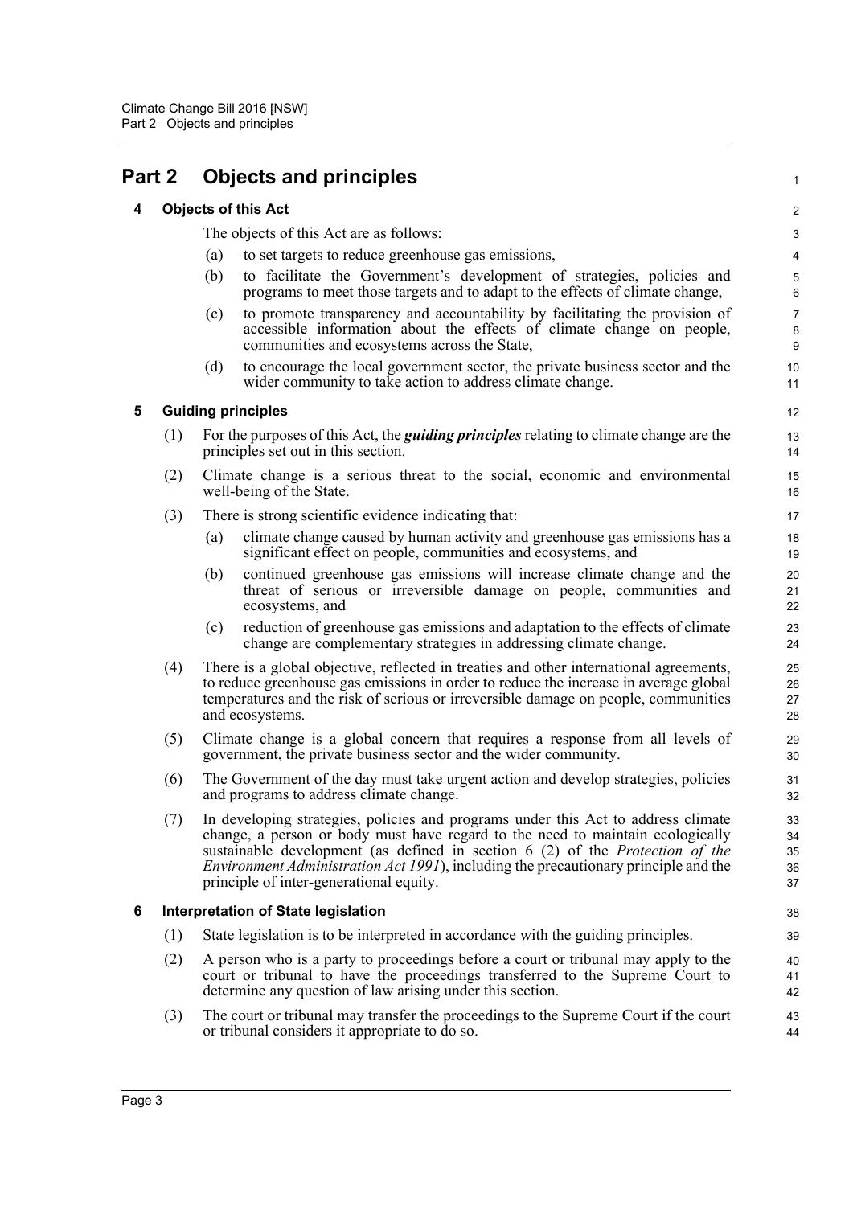# Part 2 Objects and principles

## 4 Objects of this Act

The objects of this Act are as follows:

(a) to set targets to reduce greenhouse gas emissions,

(b) to facilitate the Government's development of strategies, policies and programs to meet those targets and to adapt to the effects of climate change,

(c) to promote transparency and accountability by facilitating the provision of accessible information about the effects of climate change on people, communities and ecosystems across the State,

(d) to encourage the local government sector, the private business sector and the wider community to take action to address climate change.

## 5 Guiding principles

(1) For the purposes of this Act, the ***guiding principles*** relating to climate change are the principles set out in this section.

(2) Climate change is a serious threat to the social, economic and environmental well-being of the State.

(3) There is strong scientific evidence indicating that:

(a) climate change caused by human activity and greenhouse gas emissions has a significant effect on people, communities and ecosystems, and

(b) continued greenhouse gas emissions will increase climate change and the threat of serious or irreversible damage on people, communities and ecosystems, and

(c) reduction of greenhouse gas emissions and adaptation to the effects of climate change are complementary strategies in addressing climate change.

(4) There is a global objective, reflected in treaties and other international agreements, to reduce greenhouse gas emissions in order to reduce the increase in average global temperatures and the risk of serious or irreversible damage on people, communities and ecosystems.

(5) Climate change is a global concern that requires a response from all levels of government, the private business sector and the wider community.

(6) The Government of the day must take urgent action and develop strategies, policies and programs to address climate change.

(7) In developing strategies, policies and programs under this Act to address climate change, a person or body must have regard to the need to maintain ecologically sustainable development (as defined in section 6 (2) of the *Protection of the Environment Administration Act 1991*), including the precautionary principle and the principle of inter-generational equity.

## 6 Interpretation of State legislation

(1) State legislation is to be interpreted in accordance with the guiding principles.

(2) A person who is a party to proceedings before a court or tribunal may apply to the court or tribunal to have the proceedings transferred to the Supreme Court to determine any question of law arising under this section.

(3) The court or tribunal may transfer the proceedings to the Supreme Court if the court or tribunal considers it appropriate to do so.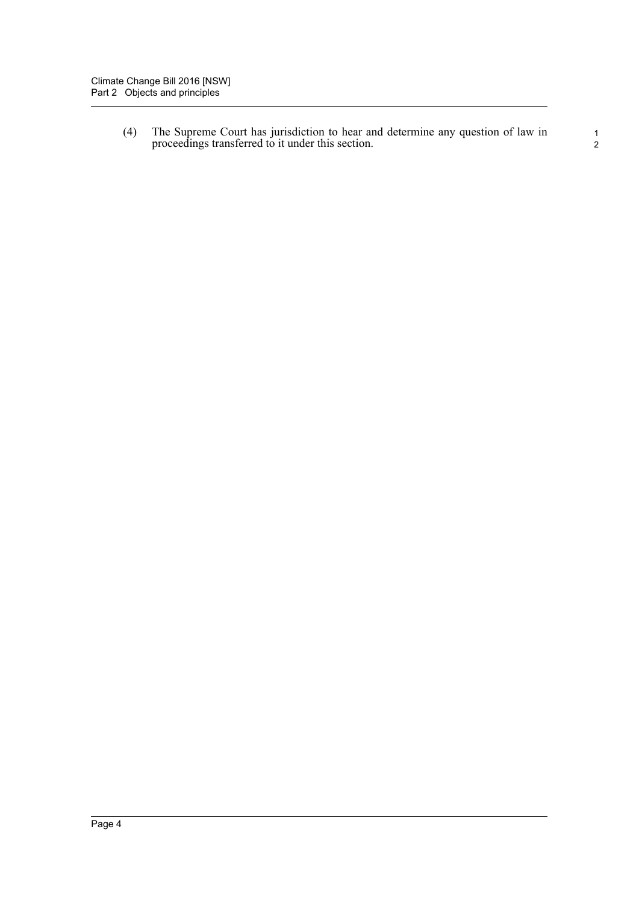(4) The Supreme Court has jurisdiction to hear and determine any question of law in proceedings transferred to it under this section.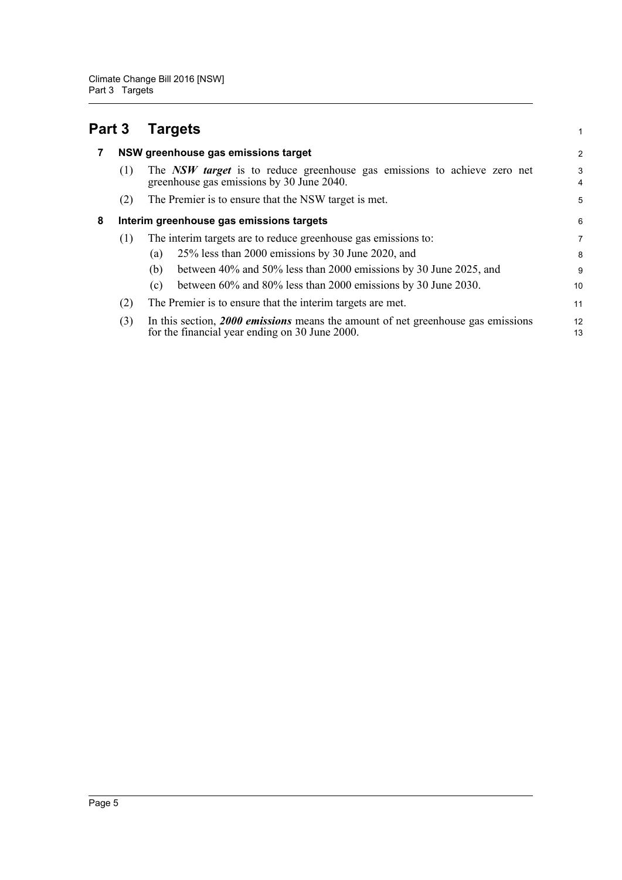# Part 3 Targets

## 7 NSW greenhouse gas emissions target

(1) The ***NSW target*** is to reduce greenhouse gas emissions to achieve zero net greenhouse gas emissions by 30 June 2040.

(2) The Premier is to ensure that the NSW target is met.

## 8 Interim greenhouse gas emissions targets

(1) The interim targets are to reduce greenhouse gas emissions to:

- (a) 25% less than 2000 emissions by 30 June 2020, and
- (b) between 40% and 50% less than 2000 emissions by 30 June 2025, and
- (c) between 60% and 80% less than 2000 emissions by 30 June 2030.

(2) The Premier is to ensure that the interim targets are met.

(3) In this section, ***2000 emissions*** means the amount of net greenhouse gas emissions for the financial year ending on 30 June 2000.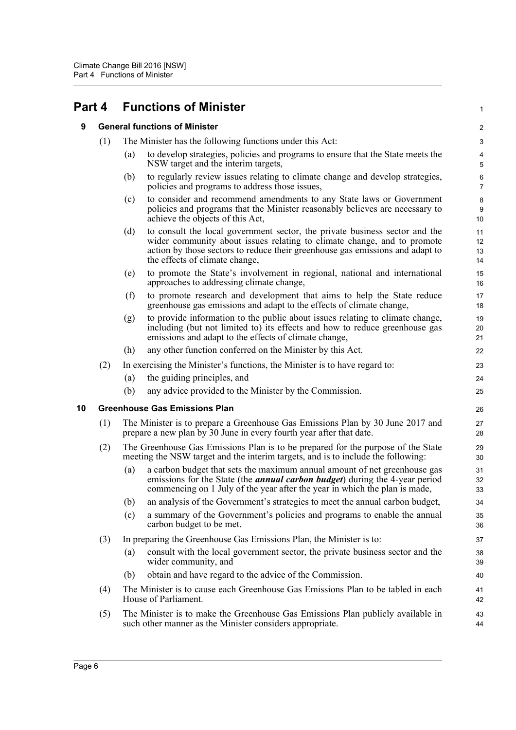# Part 4 Functions of Minister

## 9 General functions of Minister

(1) The Minister has the following functions under this Act:

(a) to develop strategies, policies and programs to ensure that the State meets the NSW target and the interim targets,

(b) to regularly review issues relating to climate change and develop strategies, policies and programs to address those issues,

(c) to consider and recommend amendments to any State laws or Government policies and programs that the Minister reasonably believes are necessary to achieve the objects of this Act,

(d) to consult the local government sector, the private business sector and the wider community about issues relating to climate change, and to promote action by those sectors to reduce their greenhouse gas emissions and adapt to the effects of climate change,

(e) to promote the State's involvement in regional, national and international approaches to addressing climate change,

(f) to promote research and development that aims to help the State reduce greenhouse gas emissions and adapt to the effects of climate change,

(g) to provide information to the public about issues relating to climate change, including (but not limited to) its effects and how to reduce greenhouse gas emissions and adapt to the effects of climate change,

(h) any other function conferred on the Minister by this Act.

(2) In exercising the Minister's functions, the Minister is to have regard to:

(a) the guiding principles, and

(b) any advice provided to the Minister by the Commission.

## 10 Greenhouse Gas Emissions Plan

(1) The Minister is to prepare a Greenhouse Gas Emissions Plan by 30 June 2017 and prepare a new plan by 30 June in every fourth year after that date.

(2) The Greenhouse Gas Emissions Plan is to be prepared for the purpose of the State meeting the NSW target and the interim targets, and is to include the following:

(a) a carbon budget that sets the maximum annual amount of net greenhouse gas emissions for the State (the ***annual carbon budget***) during the 4-year period commencing on 1 July of the year after the year in which the plan is made,

(b) an analysis of the Government's strategies to meet the annual carbon budget,

(c) a summary of the Government's policies and programs to enable the annual carbon budget to be met.

(3) In preparing the Greenhouse Gas Emissions Plan, the Minister is to:

(a) consult with the local government sector, the private business sector and the wider community, and

(b) obtain and have regard to the advice of the Commission.

(4) The Minister is to cause each Greenhouse Gas Emissions Plan to be tabled in each House of Parliament.

(5) The Minister is to make the Greenhouse Gas Emissions Plan publicly available in such other manner as the Minister considers appropriate.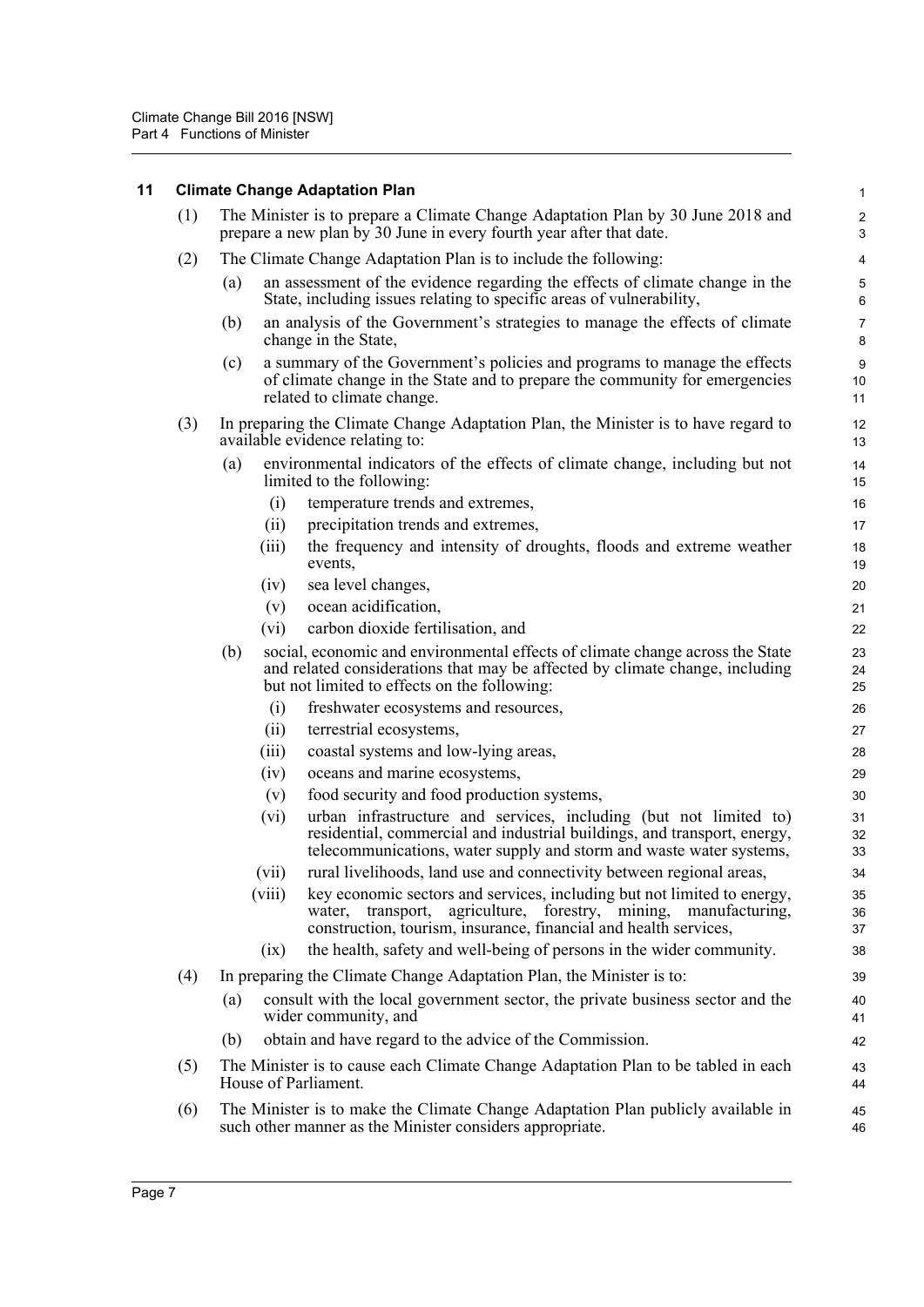## 11 Climate Change Adaptation Plan

(1) The Minister is to prepare a Climate Change Adaptation Plan by 30 June 2018 and prepare a new plan by 30 June in every fourth year after that date.

(2) The Climate Change Adaptation Plan is to include the following:

- (a) an assessment of the evidence regarding the effects of climate change in the State, including issues relating to specific areas of vulnerability,
- (b) an analysis of the Government's strategies to manage the effects of climate change in the State,
- (c) a summary of the Government's policies and programs to manage the effects of climate change in the State and to prepare the community for emergencies related to climate change.

(3) In preparing the Climate Change Adaptation Plan, the Minister is to have regard to available evidence relating to:

- (a) environmental indicators of the effects of climate change, including but not limited to the following:
  - (i) temperature trends and extremes,
  - (ii) precipitation trends and extremes,
  - (iii) the frequency and intensity of droughts, floods and extreme weather events,
  - (iv) sea level changes,
  - (v) ocean acidification,
  - (vi) carbon dioxide fertilisation, and
- (b) social, economic and environmental effects of climate change across the State and related considerations that may be affected by climate change, including but not limited to effects on the following:
  - (i) freshwater ecosystems and resources,
  - (ii) terrestrial ecosystems,
  - (iii) coastal systems and low-lying areas,
  - (iv) oceans and marine ecosystems,
  - (v) food security and food production systems,
  - (vi) urban infrastructure and services, including (but not limited to) residential, commercial and industrial buildings, and transport, energy, telecommunications, water supply and storm and waste water systems,
  - (vii) rural livelihoods, land use and connectivity between regional areas,
  - (viii) key economic sectors and services, including but not limited to energy, water, transport, agriculture, forestry, mining, manufacturing, construction, tourism, insurance, financial and health services,
  - (ix) the health, safety and well-being of persons in the wider community.

(4) In preparing the Climate Change Adaptation Plan, the Minister is to:

- (a) consult with the local government sector, the private business sector and the wider community, and
- (b) obtain and have regard to the advice of the Commission.

(5) The Minister is to cause each Climate Change Adaptation Plan to be tabled in each House of Parliament.

(6) The Minister is to make the Climate Change Adaptation Plan publicly available in such other manner as the Minister considers appropriate.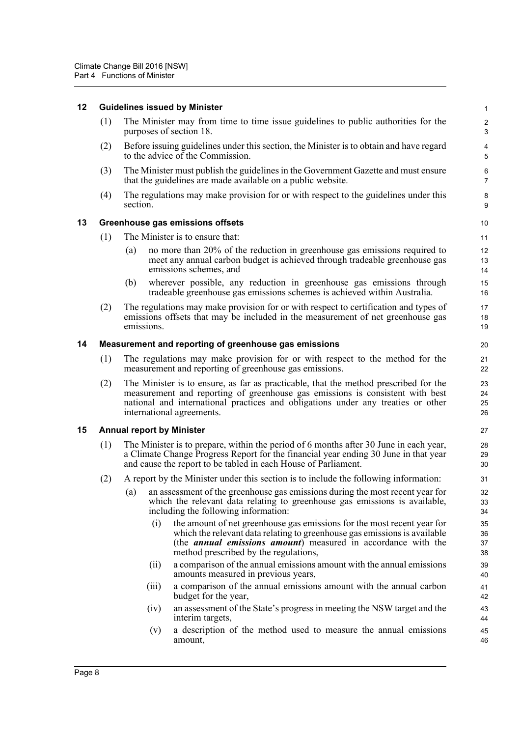### 12 Guidelines issued by Minister

(1) The Minister may from time to time issue guidelines to public authorities for the purposes of section 18.

(2) Before issuing guidelines under this section, the Minister is to obtain and have regard to the advice of the Commission.

(3) The Minister must publish the guidelines in the Government Gazette and must ensure that the guidelines are made available on a public website.

(4) The regulations may make provision for or with respect to the guidelines under this section.

### 13 Greenhouse gas emissions offsets

(1) The Minister is to ensure that:

- (a) no more than 20% of the reduction in greenhouse gas emissions required to meet any annual carbon budget is achieved through tradeable greenhouse gas emissions schemes, and
- (b) wherever possible, any reduction in greenhouse gas emissions through tradeable greenhouse gas emissions schemes is achieved within Australia.

(2) The regulations may make provision for or with respect to certification and types of emissions offsets that may be included in the measurement of net greenhouse gas emissions.

### 14 Measurement and reporting of greenhouse gas emissions

(1) The regulations may make provision for or with respect to the method for the measurement and reporting of greenhouse gas emissions.

(2) The Minister is to ensure, as far as practicable, that the method prescribed for the measurement and reporting of greenhouse gas emissions is consistent with best national and international practices and obligations under any treaties or other international agreements.

### 15 Annual report by Minister

(1) The Minister is to prepare, within the period of 6 months after 30 June in each year, a Climate Change Progress Report for the financial year ending 30 June in that year and cause the report to be tabled in each House of Parliament.

(2) A report by the Minister under this section is to include the following information:

- (a) an assessment of the greenhouse gas emissions during the most recent year for which the relevant data relating to greenhouse gas emissions is available, including the following information:
  - (i) the amount of net greenhouse gas emissions for the most recent year for which the relevant data relating to greenhouse gas emissions is available (the ***annual emissions amount***) measured in accordance with the method prescribed by the regulations,
  - (ii) a comparison of the annual emissions amount with the annual emissions amounts measured in previous years,
  - (iii) a comparison of the annual emissions amount with the annual carbon budget for the year,
  - (iv) an assessment of the State's progress in meeting the NSW target and the interim targets,
  - (v) a description of the method used to measure the annual emissions amount,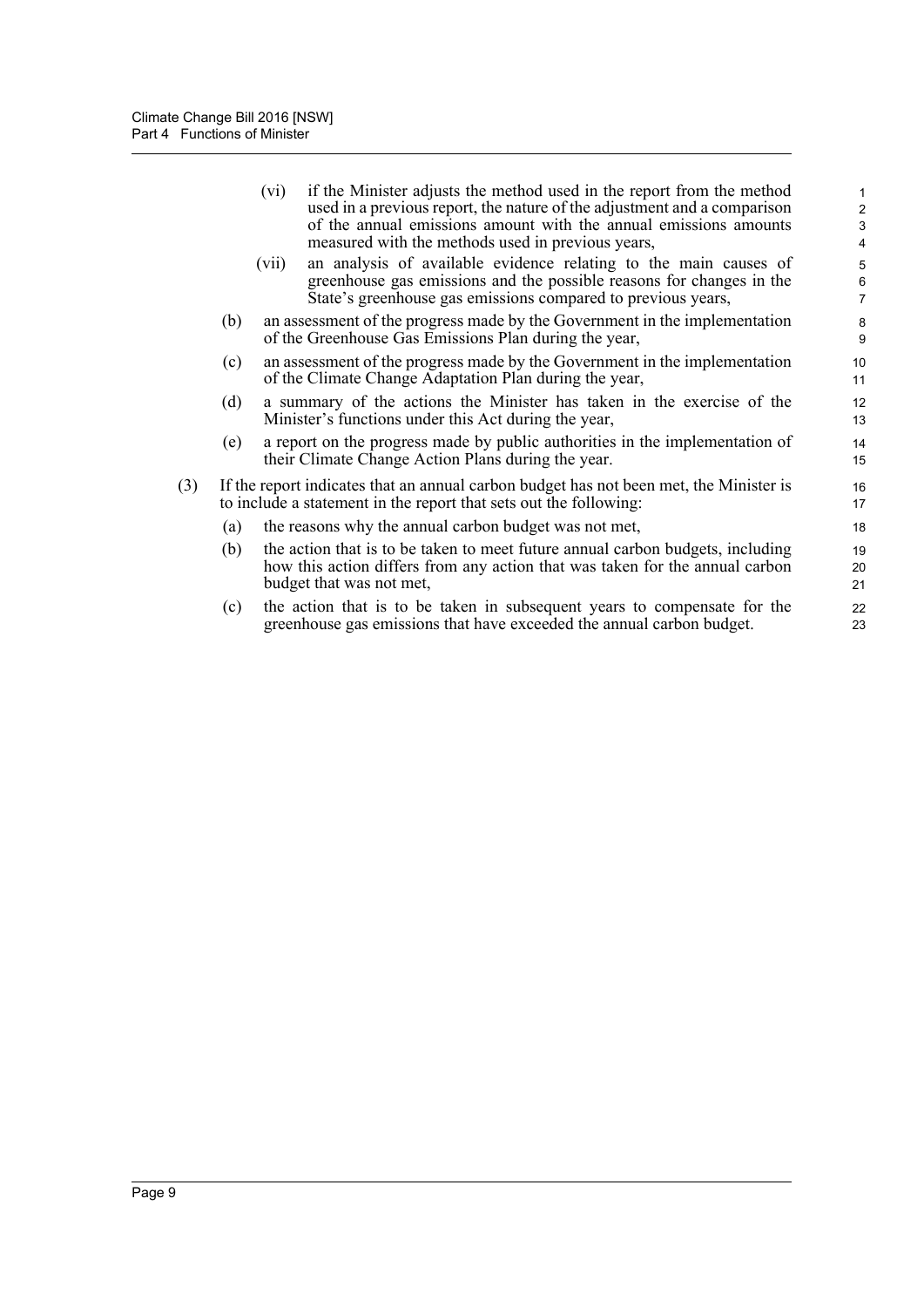(vi) if the Minister adjusts the method used in the report from the method used in a previous report, the nature of the adjustment and a comparison of the annual emissions amount with the annual emissions amounts measured with the methods used in previous years,

(vii) an analysis of available evidence relating to the main causes of greenhouse gas emissions and the possible reasons for changes in the State's greenhouse gas emissions compared to previous years,

(b) an assessment of the progress made by the Government in the implementation of the Greenhouse Gas Emissions Plan during the year,

(c) an assessment of the progress made by the Government in the implementation of the Climate Change Adaptation Plan during the year,

(d) a summary of the actions the Minister has taken in the exercise of the Minister's functions under this Act during the year,

(e) a report on the progress made by public authorities in the implementation of their Climate Change Action Plans during the year.

(3) If the report indicates that an annual carbon budget has not been met, the Minister is to include a statement in the report that sets out the following:

(a) the reasons why the annual carbon budget was not met,

(b) the action that is to be taken to meet future annual carbon budgets, including how this action differs from any action that was taken for the annual carbon budget that was not met,

(c) the action that is to be taken in subsequent years to compensate for the greenhouse gas emissions that have exceeded the annual carbon budget.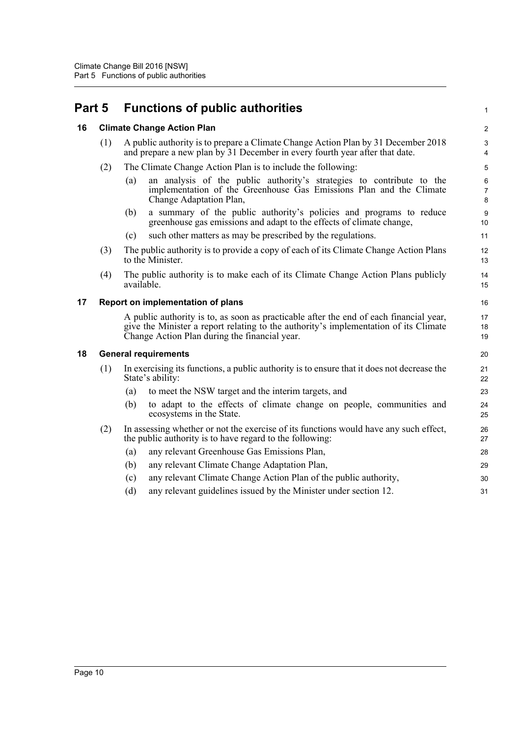# Part 5 Functions of public authorities

## 16 Climate Change Action Plan

(1) A public authority is to prepare a Climate Change Action Plan by 31 December 2018 and prepare a new plan by 31 December in every fourth year after that date.

(2) The Climate Change Action Plan is to include the following:

- (a) an analysis of the public authority's strategies to contribute to the implementation of the Greenhouse Gas Emissions Plan and the Climate Change Adaptation Plan,
- (b) a summary of the public authority's policies and programs to reduce greenhouse gas emissions and adapt to the effects of climate change,
- (c) such other matters as may be prescribed by the regulations.

(3) The public authority is to provide a copy of each of its Climate Change Action Plans to the Minister.

(4) The public authority is to make each of its Climate Change Action Plans publicly available.

## 17 Report on implementation of plans

A public authority is to, as soon as practicable after the end of each financial year, give the Minister a report relating to the authority's implementation of its Climate Change Action Plan during the financial year.

## 18 General requirements

(1) In exercising its functions, a public authority is to ensure that it does not decrease the State's ability:

- (a) to meet the NSW target and the interim targets, and
- (b) to adapt to the effects of climate change on people, communities and ecosystems in the State.

(2) In assessing whether or not the exercise of its functions would have any such effect, the public authority is to have regard to the following:

- (a) any relevant Greenhouse Gas Emissions Plan,
- (b) any relevant Climate Change Adaptation Plan,
- (c) any relevant Climate Change Action Plan of the public authority,
- (d) any relevant guidelines issued by the Minister under section 12.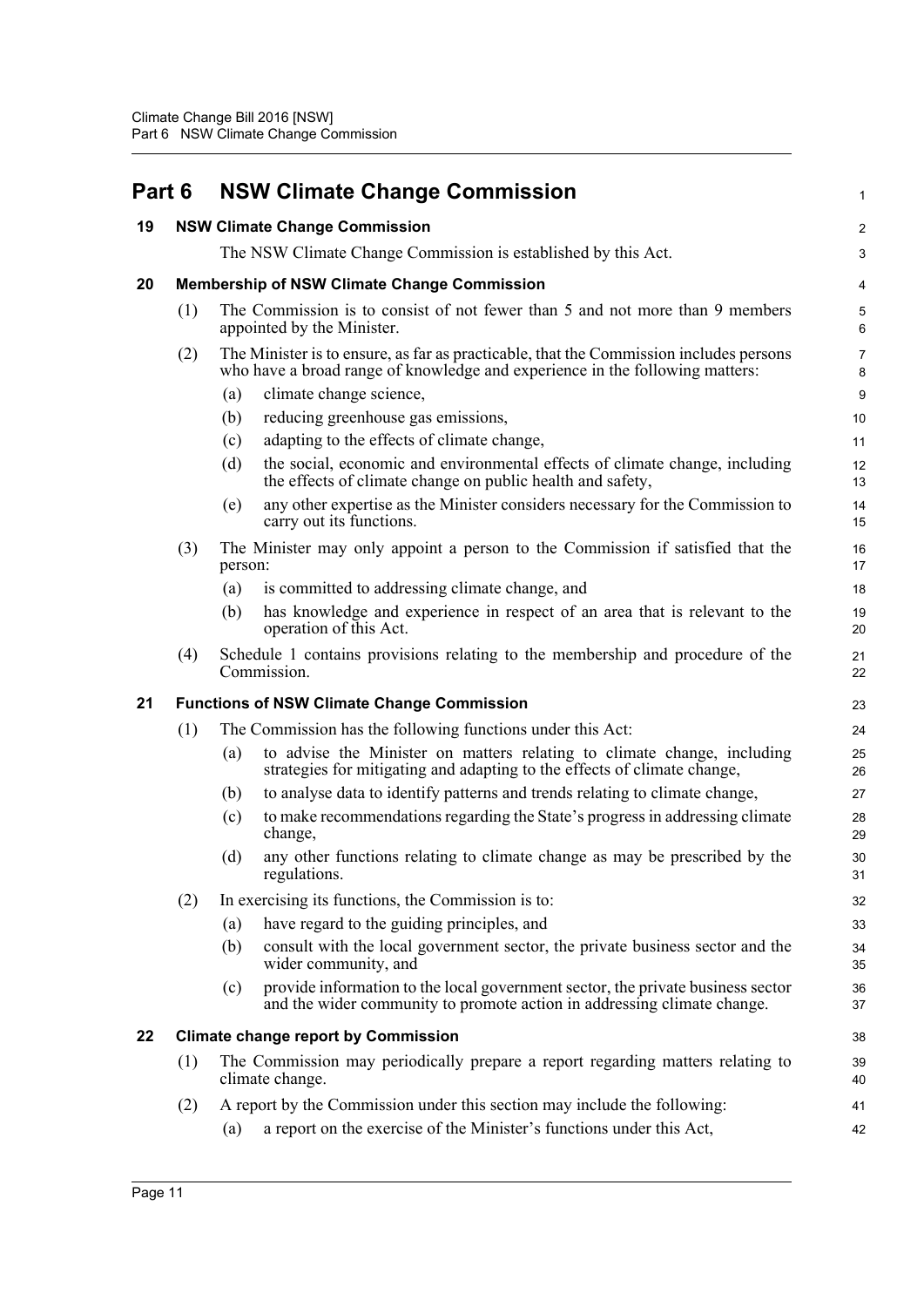# Part 6 NSW Climate Change Commission

## 19 NSW Climate Change Commission

The NSW Climate Change Commission is established by this Act.

## 20 Membership of NSW Climate Change Commission

(1) The Commission is to consist of not fewer than 5 and not more than 9 members appointed by the Minister.

(2) The Minister is to ensure, as far as practicable, that the Commission includes persons who have a broad range of knowledge and experience in the following matters:

- (a) climate change science,
- (b) reducing greenhouse gas emissions,
- (c) adapting to the effects of climate change,
- (d) the social, economic and environmental effects of climate change, including the effects of climate change on public health and safety,
- (e) any other expertise as the Minister considers necessary for the Commission to carry out its functions.

(3) The Minister may only appoint a person to the Commission if satisfied that the person:

- (a) is committed to addressing climate change, and
- (b) has knowledge and experience in respect of an area that is relevant to the operation of this Act.

(4) Schedule 1 contains provisions relating to the membership and procedure of the Commission.

## 21 Functions of NSW Climate Change Commission

(1) The Commission has the following functions under this Act:

- (a) to advise the Minister on matters relating to climate change, including strategies for mitigating and adapting to the effects of climate change,
- (b) to analyse data to identify patterns and trends relating to climate change,
- (c) to make recommendations regarding the State's progress in addressing climate change,
- (d) any other functions relating to climate change as may be prescribed by the regulations.

(2) In exercising its functions, the Commission is to:

- (a) have regard to the guiding principles, and
- (b) consult with the local government sector, the private business sector and the wider community, and
- (c) provide information to the local government sector, the private business sector and the wider community to promote action in addressing climate change.

## 22 Climate change report by Commission

(1) The Commission may periodically prepare a report regarding matters relating to climate change.

(2) A report by the Commission under this section may include the following:

- (a) a report on the exercise of the Minister's functions under this Act,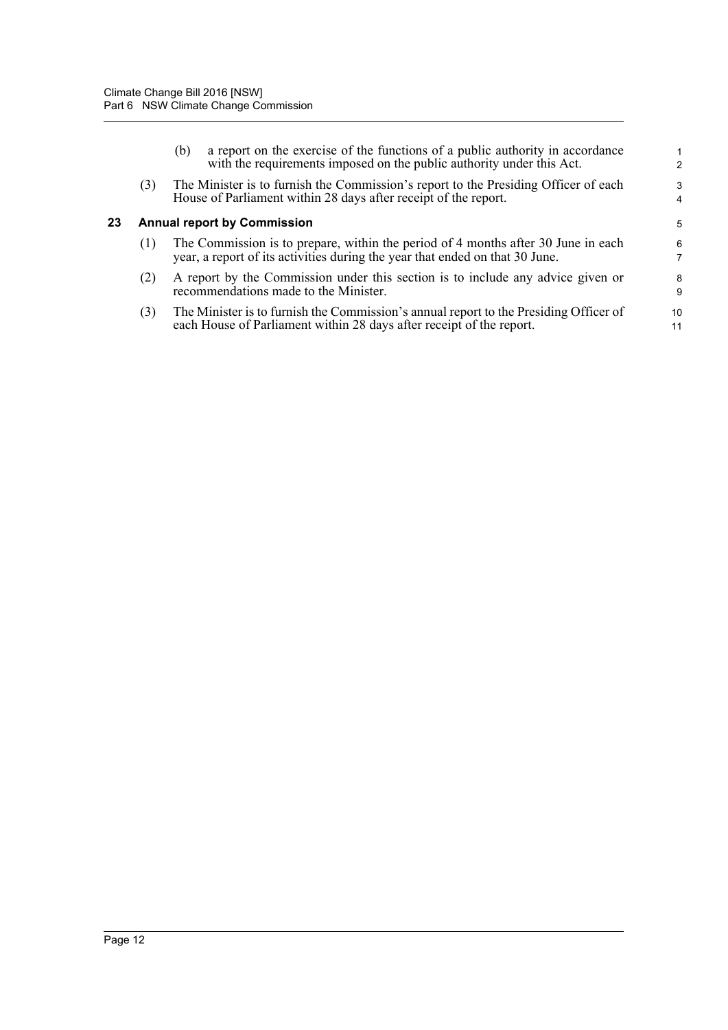(b) a report on the exercise of the functions of a public authority in accordance with the requirements imposed on the public authority under this Act.

(3) The Minister is to furnish the Commission's report to the Presiding Officer of each House of Parliament within 28 days after receipt of the report.

### 23 Annual report by Commission

(1) The Commission is to prepare, within the period of 4 months after 30 June in each year, a report of its activities during the year that ended on that 30 June.

(2) A report by the Commission under this section is to include any advice given or recommendations made to the Minister.

(3) The Minister is to furnish the Commission's annual report to the Presiding Officer of each House of Parliament within 28 days after receipt of the report.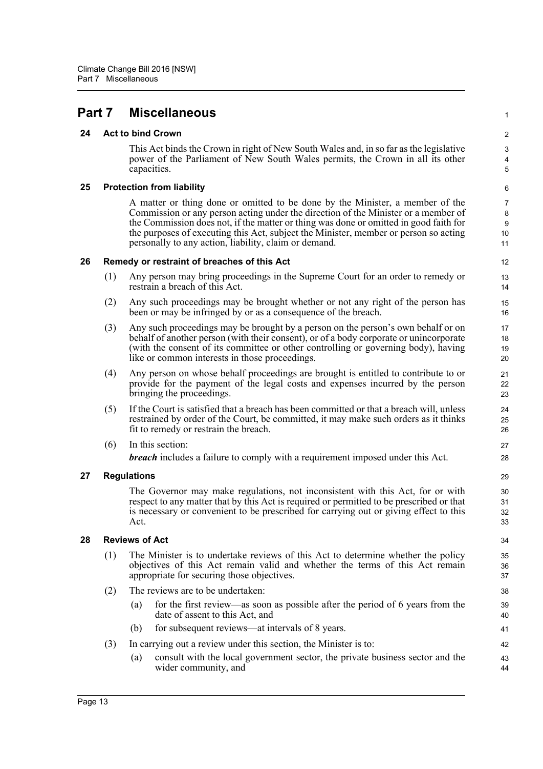# Part 7 Miscellaneous

## 24 Act to bind Crown

This Act binds the Crown in right of New South Wales and, in so far as the legislative power of the Parliament of New South Wales permits, the Crown in all its other capacities.

## 25 Protection from liability

A matter or thing done or omitted to be done by the Minister, a member of the Commission or any person acting under the direction of the Minister or a member of the Commission does not, if the matter or thing was done or omitted in good faith for the purposes of executing this Act, subject the Minister, member or person so acting personally to any action, liability, claim or demand.

## 26 Remedy or restraint of breaches of this Act

(1) Any person may bring proceedings in the Supreme Court for an order to remedy or restrain a breach of this Act.

(2) Any such proceedings may be brought whether or not any right of the person has been or may be infringed by or as a consequence of the breach.

(3) Any such proceedings may be brought by a person on the person's own behalf or on behalf of another person (with their consent), or of a body corporate or unincorporate (with the consent of its committee or other controlling or governing body), having like or common interests in those proceedings.

(4) Any person on whose behalf proceedings are brought is entitled to contribute to or provide for the payment of the legal costs and expenses incurred by the person bringing the proceedings.

(5) If the Court is satisfied that a breach has been committed or that a breach will, unless restrained by order of the Court, be committed, it may make such orders as it thinks fit to remedy or restrain the breach.

(6) In this section:

***breach*** includes a failure to comply with a requirement imposed under this Act.

## 27 Regulations

The Governor may make regulations, not inconsistent with this Act, for or with respect to any matter that by this Act is required or permitted to be prescribed or that is necessary or convenient to be prescribed for carrying out or giving effect to this Act.

## 28 Reviews of Act

(1) The Minister is to undertake reviews of this Act to determine whether the policy objectives of this Act remain valid and whether the terms of this Act remain appropriate for securing those objectives.

(2) The reviews are to be undertaken:

- (a) for the first review—as soon as possible after the period of 6 years from the date of assent to this Act, and
- (b) for subsequent reviews—at intervals of 8 years.

(3) In carrying out a review under this section, the Minister is to:

- (a) consult with the local government sector, the private business sector and the wider community, and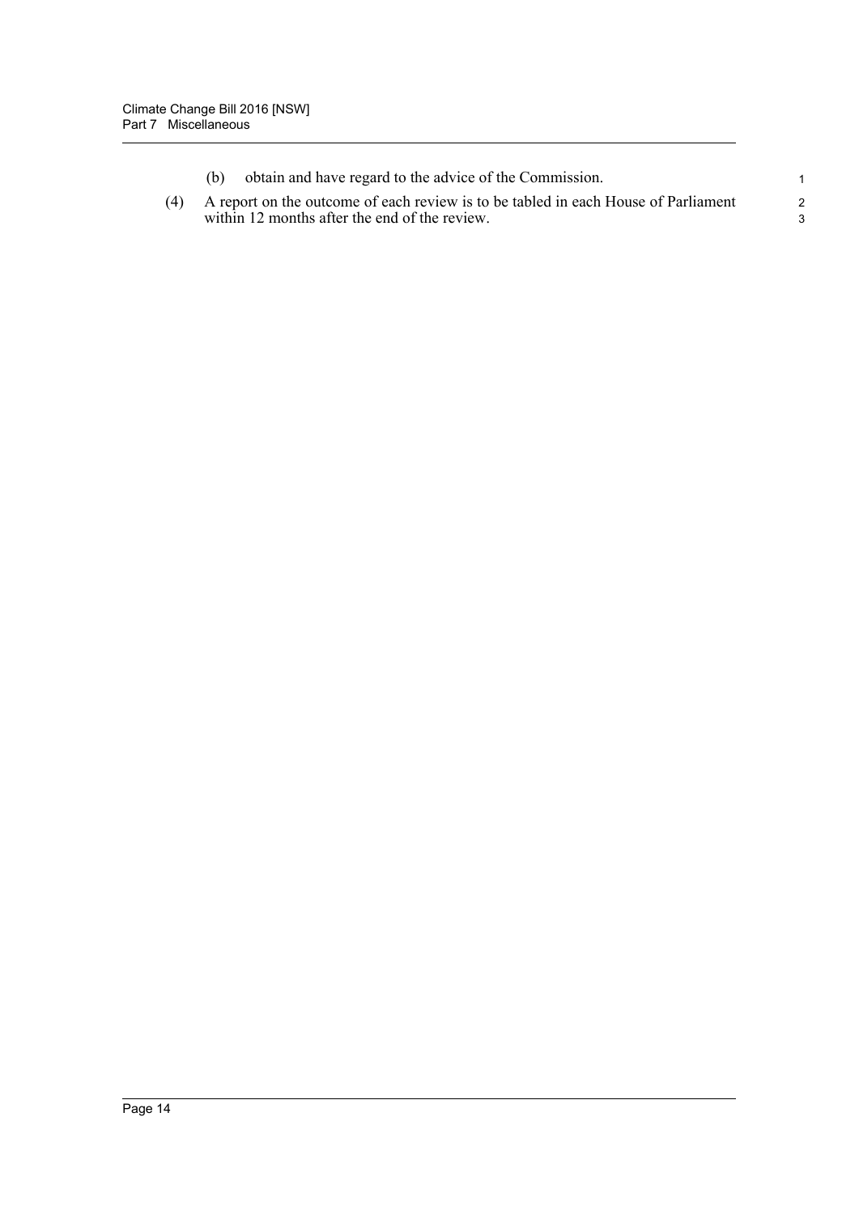(b) obtain and have regard to the advice of the Commission.

(4) A report on the outcome of each review is to be tabled in each House of Parliament within 12 months after the end of the review.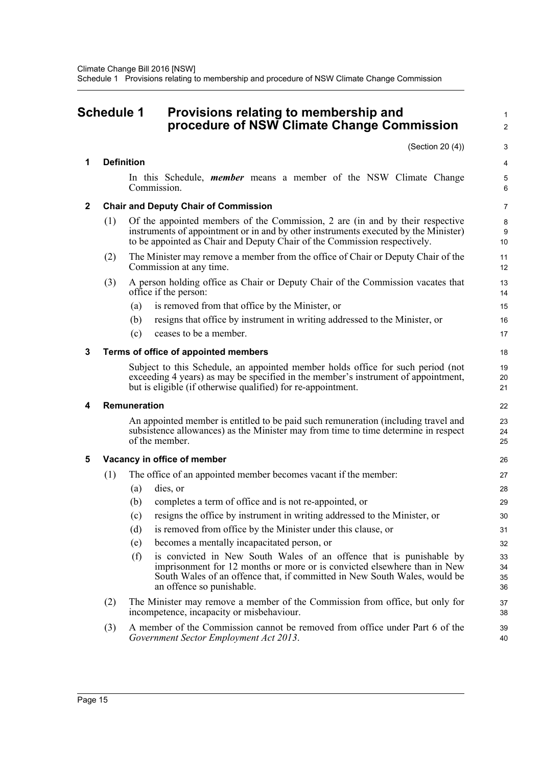# Schedule 1 Provisions relating to membership and procedure of NSW Climate Change Commission

(Section 20 (4))

## 1 Definition

In this Schedule, ***member*** means a member of the NSW Climate Change Commission.

## 2 Chair and Deputy Chair of Commission

(1) Of the appointed members of the Commission, 2 are (in and by their respective instruments of appointment or in and by other instruments executed by the Minister) to be appointed as Chair and Deputy Chair of the Commission respectively.

(2) The Minister may remove a member from the office of Chair or Deputy Chair of the Commission at any time.

(3) A person holding office as Chair or Deputy Chair of the Commission vacates that office if the person:

- (a) is removed from that office by the Minister, or
- (b) resigns that office by instrument in writing addressed to the Minister, or
- (c) ceases to be a member.

## 3 Terms of office of appointed members

Subject to this Schedule, an appointed member holds office for such period (not exceeding 4 years) as may be specified in the member's instrument of appointment, but is eligible (if otherwise qualified) for re-appointment.

## 4 Remuneration

An appointed member is entitled to be paid such remuneration (including travel and subsistence allowances) as the Minister may from time to time determine in respect of the member.

## 5 Vacancy in office of member

(1) The office of an appointed member becomes vacant if the member:

- (a) dies, or
- (b) completes a term of office and is not re-appointed, or
- (c) resigns the office by instrument in writing addressed to the Minister, or
- (d) is removed from office by the Minister under this clause, or
- (e) becomes a mentally incapacitated person, or
- (f) is convicted in New South Wales of an offence that is punishable by imprisonment for 12 months or more or is convicted elsewhere than in New South Wales of an offence that, if committed in New South Wales, would be an offence so punishable.

(2) The Minister may remove a member of the Commission from office, but only for incompetence, incapacity or misbehaviour.

(3) A member of the Commission cannot be removed from office under Part 6 of the *Government Sector Employment Act 2013*.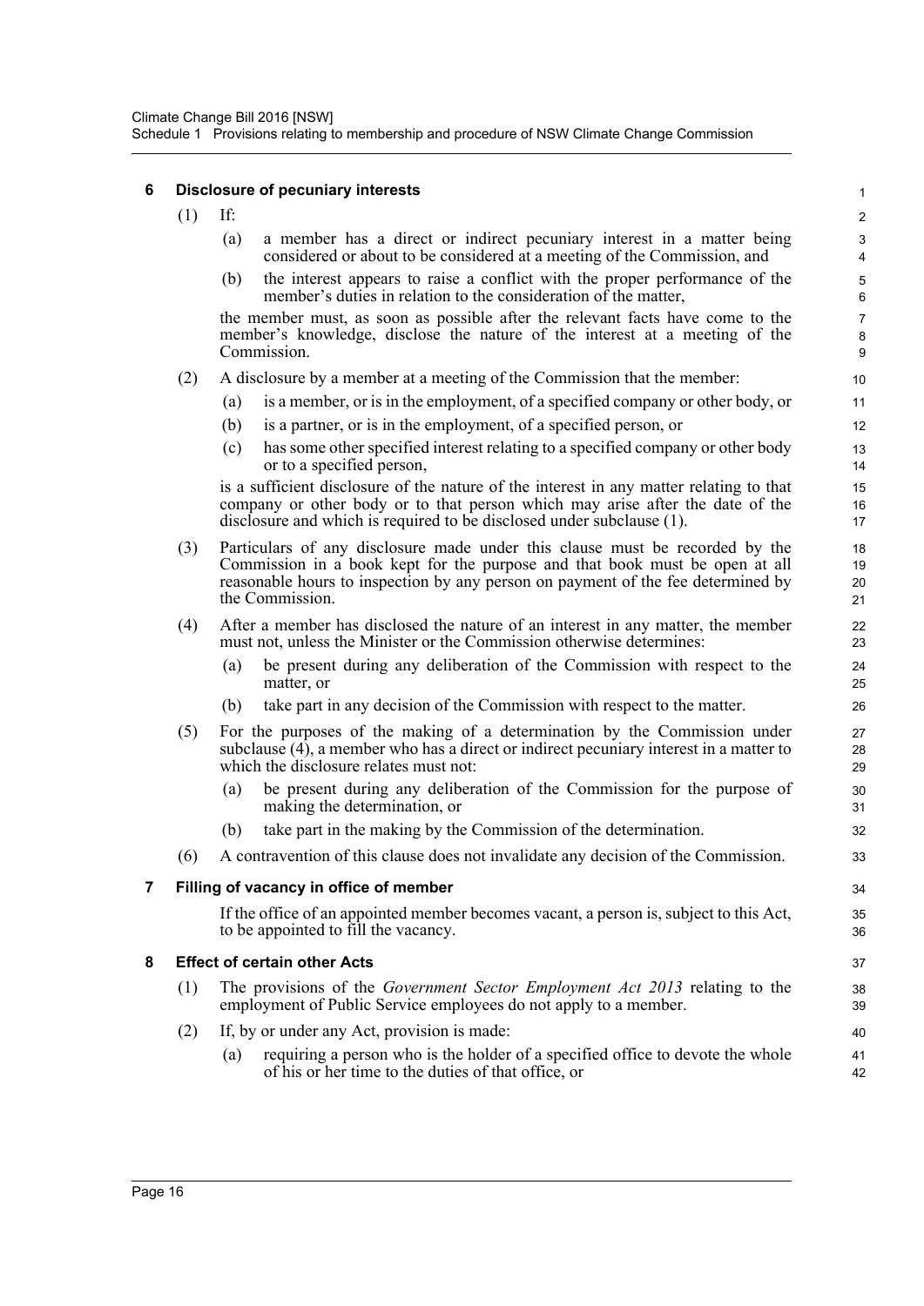### 6 Disclosure of pecuniary interests

(1) If:

(a) a member has a direct or indirect pecuniary interest in a matter being considered or about to be considered at a meeting of the Commission, and

(b) the interest appears to raise a conflict with the proper performance of the member's duties in relation to the consideration of the matter,

the member must, as soon as possible after the relevant facts have come to the member's knowledge, disclose the nature of the interest at a meeting of the Commission.

(2) A disclosure by a member at a meeting of the Commission that the member:

(a) is a member, or is in the employment, of a specified company or other body, or

(b) is a partner, or is in the employment, of a specified person, or

(c) has some other specified interest relating to a specified company or other body or to a specified person,

is a sufficient disclosure of the nature of the interest in any matter relating to that company or other body or to that person which may arise after the date of the disclosure and which is required to be disclosed under subclause (1).

(3) Particulars of any disclosure made under this clause must be recorded by the Commission in a book kept for the purpose and that book must be open at all reasonable hours to inspection by any person on payment of the fee determined by the Commission.

(4) After a member has disclosed the nature of an interest in any matter, the member must not, unless the Minister or the Commission otherwise determines:

(a) be present during any deliberation of the Commission with respect to the matter, or

(b) take part in any decision of the Commission with respect to the matter.

(5) For the purposes of the making of a determination by the Commission under subclause (4), a member who has a direct or indirect pecuniary interest in a matter to which the disclosure relates must not:

(a) be present during any deliberation of the Commission for the purpose of making the determination, or

(b) take part in the making by the Commission of the determination.

(6) A contravention of this clause does not invalidate any decision of the Commission.

### 7 Filling of vacancy in office of member

If the office of an appointed member becomes vacant, a person is, subject to this Act, to be appointed to fill the vacancy.

### 8 Effect of certain other Acts

(1) The provisions of the *Government Sector Employment Act 2013* relating to the employment of Public Service employees do not apply to a member.

(2) If, by or under any Act, provision is made:

(a) requiring a person who is the holder of a specified office to devote the whole of his or her time to the duties of that office, or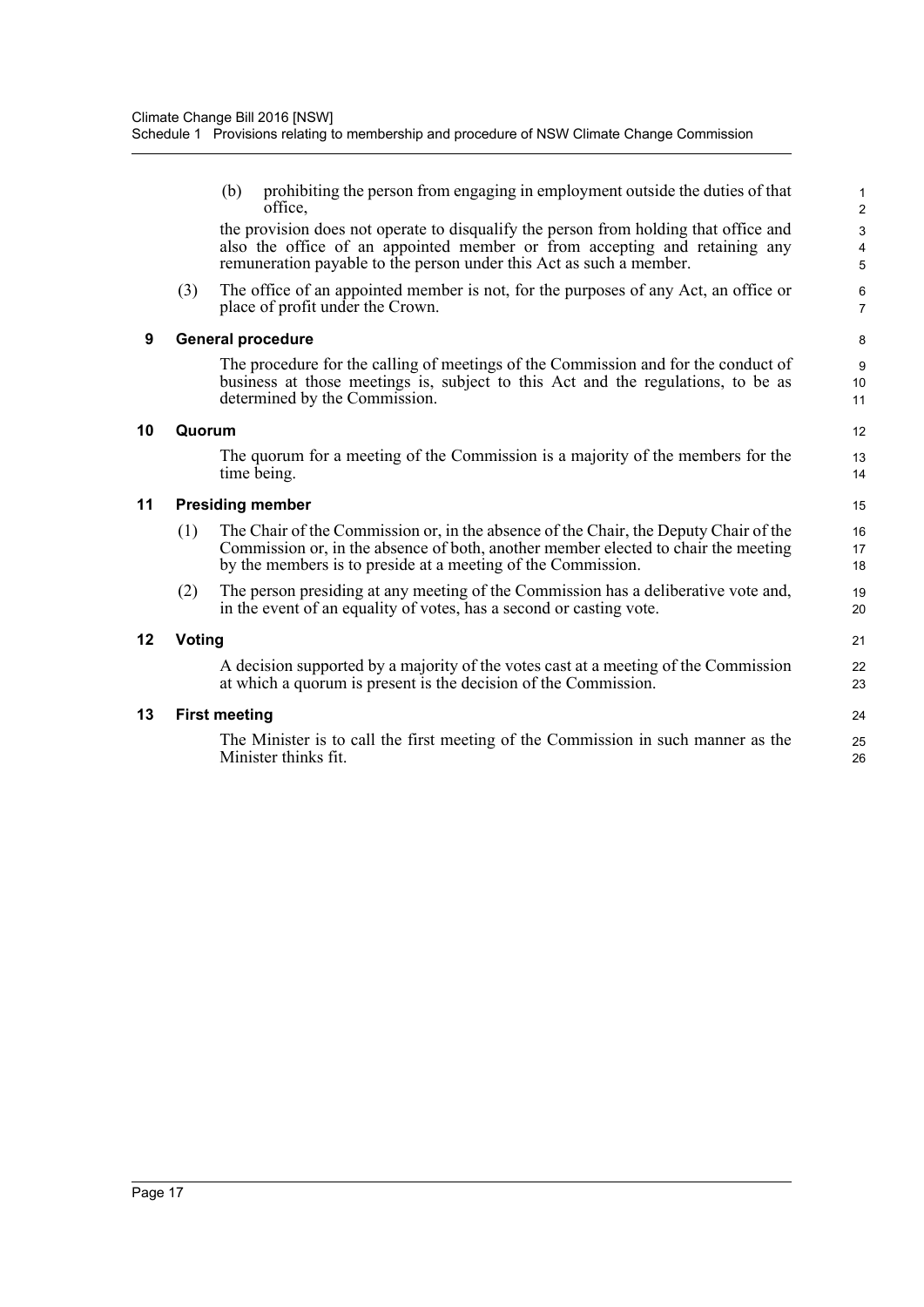(b) prohibiting the person from engaging in employment outside the duties of that office,

the provision does not operate to disqualify the person from holding that office and also the office of an appointed member or from accepting and retaining any remuneration payable to the person under this Act as such a member.

(3) The office of an appointed member is not, for the purposes of any Act, an office or place of profit under the Crown.

### 9 General procedure

The procedure for the calling of meetings of the Commission and for the conduct of business at those meetings is, subject to this Act and the regulations, to be as determined by the Commission.

### 10 Quorum

The quorum for a meeting of the Commission is a majority of the members for the time being.

### 11 Presiding member

(1) The Chair of the Commission or, in the absence of the Chair, the Deputy Chair of the Commission or, in the absence of both, another member elected to chair the meeting by the members is to preside at a meeting of the Commission.

(2) The person presiding at any meeting of the Commission has a deliberative vote and, in the event of an equality of votes, has a second or casting vote.

### 12 Voting

A decision supported by a majority of the votes cast at a meeting of the Commission at which a quorum is present is the decision of the Commission.

### 13 First meeting

The Minister is to call the first meeting of the Commission in such manner as the Minister thinks fit.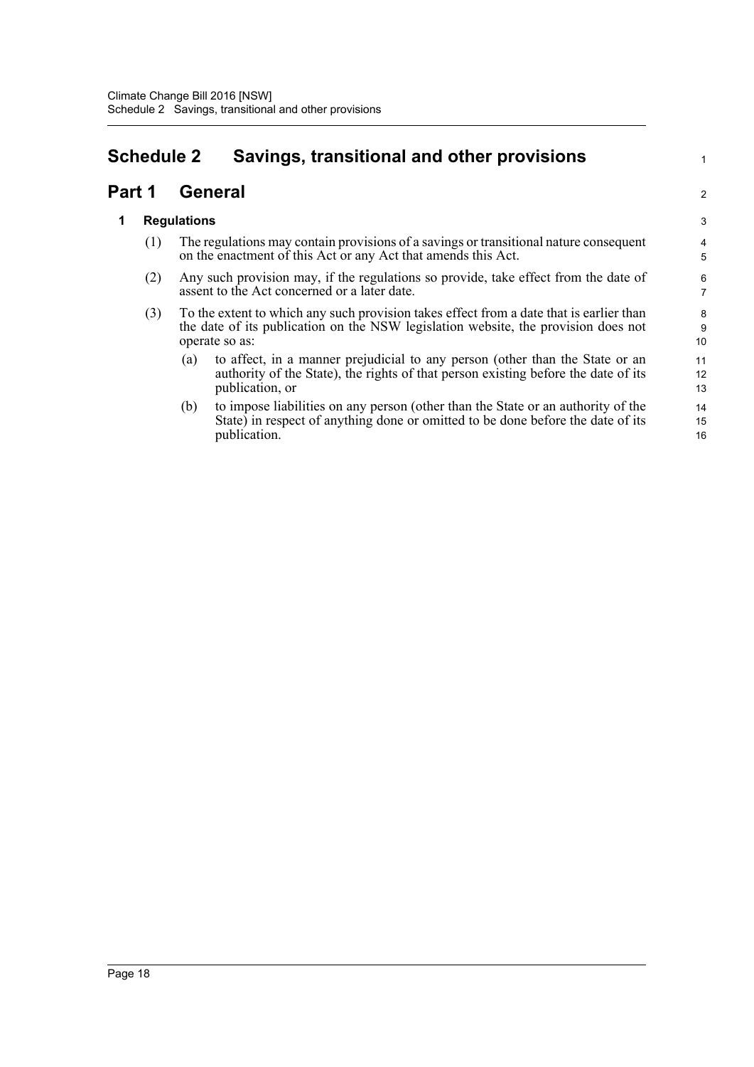# Schedule 2 Savings, transitional and other provisions

## Part 1 General

### 1 Regulations

(1) The regulations may contain provisions of a savings or transitional nature consequent on the enactment of this Act or any Act that amends this Act.

(2) Any such provision may, if the regulations so provide, take effect from the date of assent to the Act concerned or a later date.

(3) To the extent to which any such provision takes effect from a date that is earlier than the date of its publication on the NSW legislation website, the provision does not operate so as:

(a) to affect, in a manner prejudicial to any person (other than the State or an authority of the State), the rights of that person existing before the date of its publication, or

(b) to impose liabilities on any person (other than the State or an authority of the State) in respect of anything done or omitted to be done before the date of its publication.